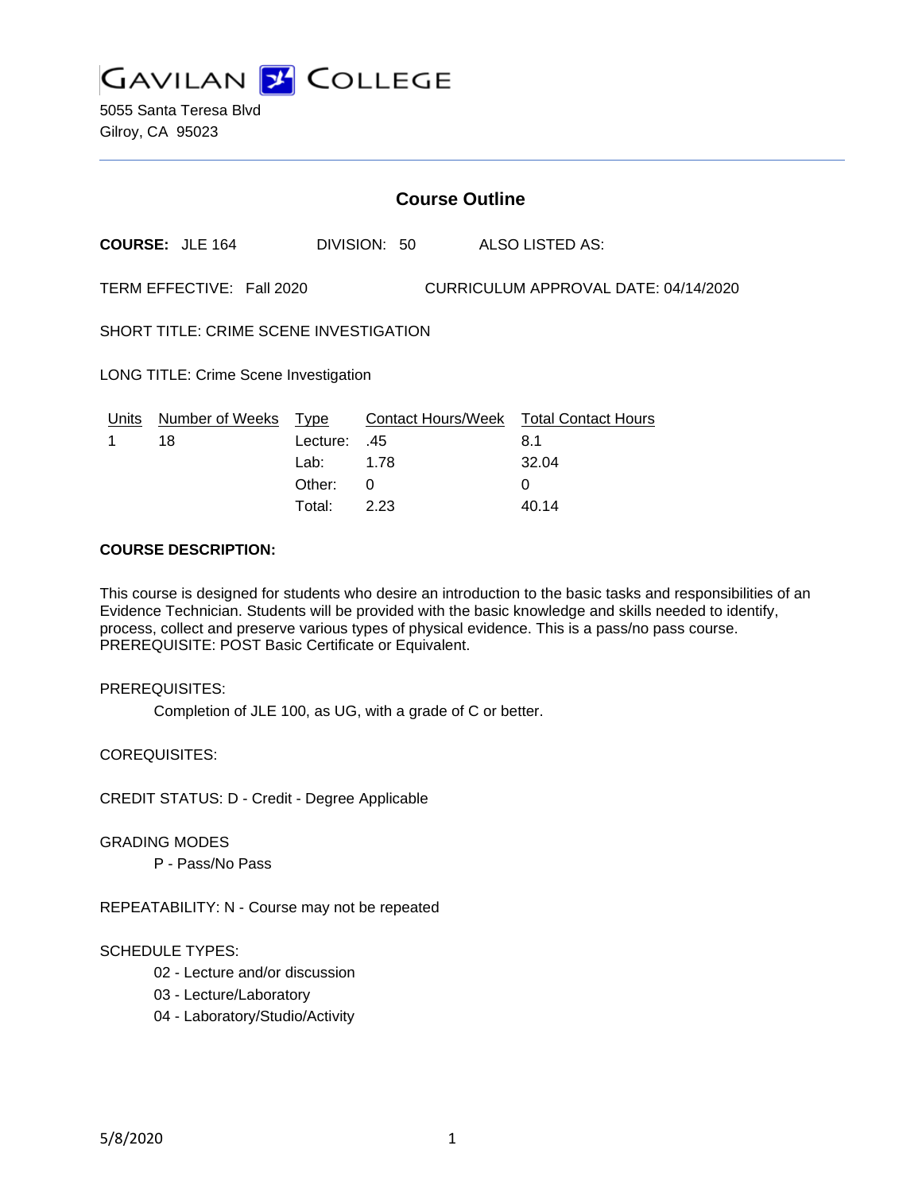# GAVILAN COLLEGE

5055 Santa Teresa Blvd
Gilroy, CA 95023

## Course Outline

**COURSE:** JLE 164 DIVISION: 50 ALSO LISTED AS:

TERM EFFECTIVE: Fall 2020 CURRICULUM APPROVAL DATE: 04/14/2020

SHORT TITLE: CRIME SCENE INVESTIGATION

LONG TITLE: Crime Scene Investigation

| Units | Number of Weeks | Type | Contact Hours/Week | Total Contact Hours |
|---|---|---|---|---|
| 1 | 18 | Lecture: | .45 | 8.1 |
| | | Lab: | 1.78 | 32.04 |
| | | Other: | 0 | 0 |
| | | Total: | 2.23 | 40.14 |

**COURSE DESCRIPTION:**

This course is designed for students who desire an introduction to the basic tasks and responsibilities of an Evidence Technician. Students will be provided with the basic knowledge and skills needed to identify, process, collect and preserve various types of physical evidence. This is a pass/no pass course. PREREQUISITE: POST Basic Certificate or Equivalent.

PREREQUISITES:

Completion of JLE 100, as UG, with a grade of C or better.

COREQUISITES:

CREDIT STATUS: D - Credit - Degree Applicable

GRADING MODES

P - Pass/No Pass

REPEATABILITY: N - Course may not be repeated

SCHEDULE TYPES:

02 - Lecture and/or discussion
03 - Lecture/Laboratory
04 - Laboratory/Studio/Activity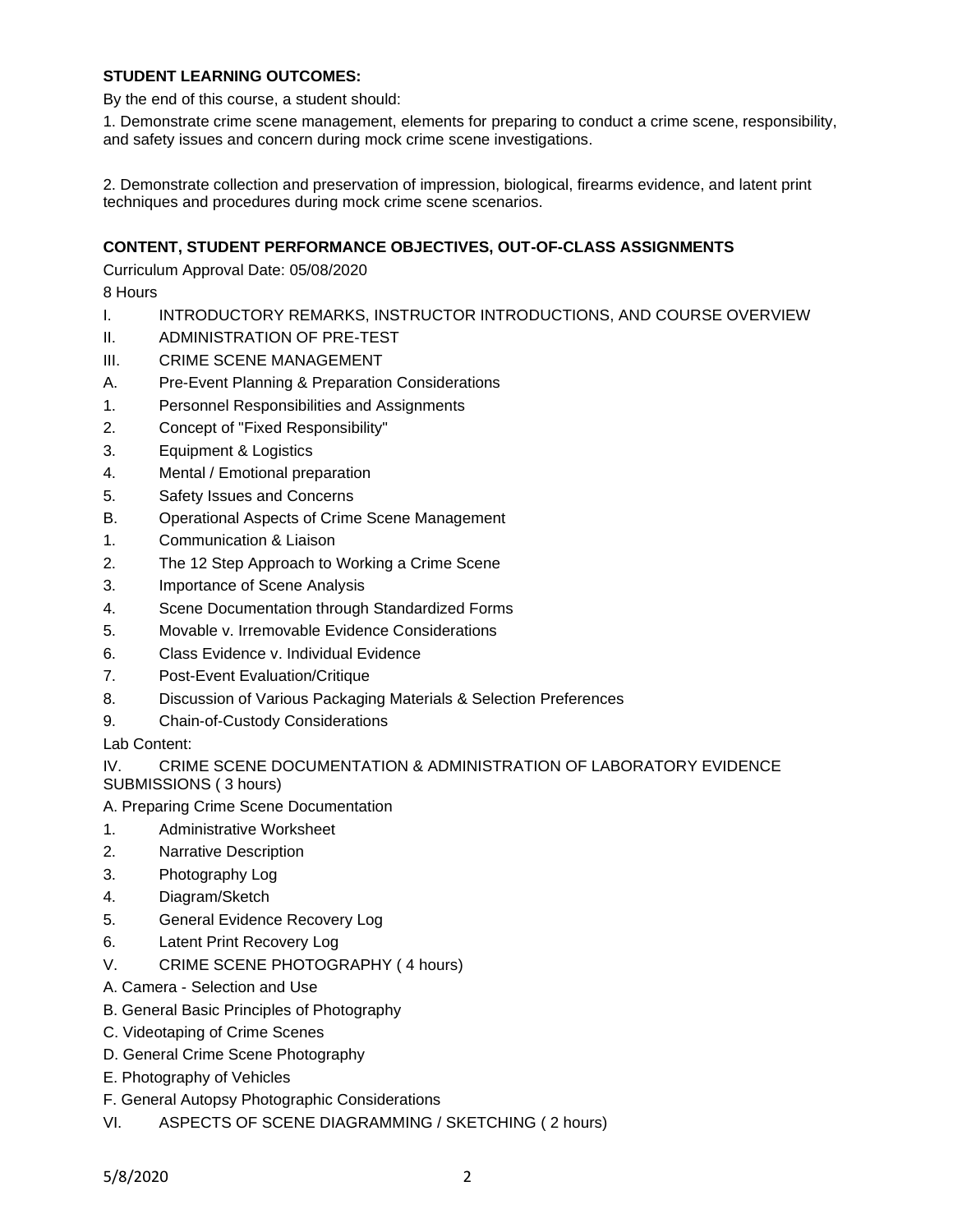**STUDENT LEARNING OUTCOMES:**

By the end of this course, a student should:

1. Demonstrate crime scene management, elements for preparing to conduct a crime scene, responsibility, and safety issues and concern during mock crime scene investigations.

2. Demonstrate collection and preservation of impression, biological, firearms evidence, and latent print techniques and procedures during mock crime scene scenarios.

**CONTENT, STUDENT PERFORMANCE OBJECTIVES, OUT-OF-CLASS ASSIGNMENTS**

Curriculum Approval Date: 05/08/2020

8 Hours

I. INTRODUCTORY REMARKS, INSTRUCTOR INTRODUCTIONS, AND COURSE OVERVIEW

II. ADMINISTRATION OF PRE-TEST

III. CRIME SCENE MANAGEMENT

A. Pre-Event Planning & Preparation Considerations

1. Personnel Responsibilities and Assignments

2. Concept of "Fixed Responsibility"

3. Equipment & Logistics

4. Mental / Emotional preparation

5. Safety Issues and Concerns

B. Operational Aspects of Crime Scene Management

1. Communication & Liaison

2. The 12 Step Approach to Working a Crime Scene

3. Importance of Scene Analysis

4. Scene Documentation through Standardized Forms

5. Movable v. Irremovable Evidence Considerations

6. Class Evidence v. Individual Evidence

7. Post-Event Evaluation/Critique

8. Discussion of Various Packaging Materials & Selection Preferences

9. Chain-of-Custody Considerations

Lab Content:

IV. CRIME SCENE DOCUMENTATION & ADMINISTRATION OF LABORATORY EVIDENCE SUBMISSIONS ( 3 hours)

A. Preparing Crime Scene Documentation

1. Administrative Worksheet

2. Narrative Description

3. Photography Log

4. Diagram/Sketch

5. General Evidence Recovery Log

6. Latent Print Recovery Log

V. CRIME SCENE PHOTOGRAPHY ( 4 hours)

A. Camera - Selection and Use

B. General Basic Principles of Photography

C. Videotaping of Crime Scenes

D. General Crime Scene Photography

E. Photography of Vehicles

F. General Autopsy Photographic Considerations

VI. ASPECTS OF SCENE DIAGRAMMING / SKETCHING ( 2 hours)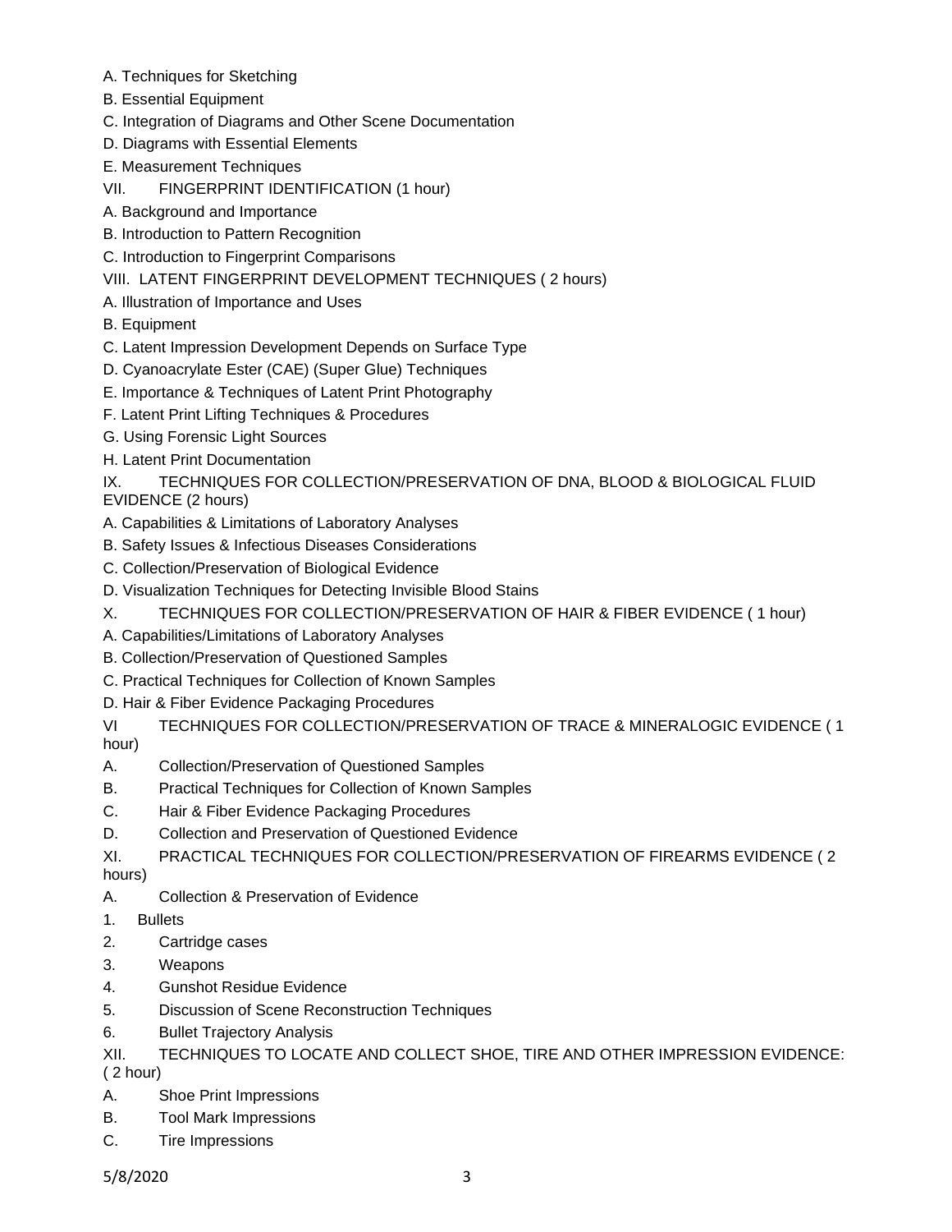A. Techniques for Sketching

B. Essential Equipment

C. Integration of Diagrams and Other Scene Documentation

D. Diagrams with Essential Elements

E. Measurement Techniques

VII. FINGERPRINT IDENTIFICATION (1 hour)

A. Background and Importance

B. Introduction to Pattern Recognition

C. Introduction to Fingerprint Comparisons

VIII. LATENT FINGERPRINT DEVELOPMENT TECHNIQUES ( 2 hours)

A. Illustration of Importance and Uses

B. Equipment

C. Latent Impression Development Depends on Surface Type

D. Cyanoacrylate Ester (CAE) (Super Glue) Techniques

E. Importance & Techniques of Latent Print Photography

F. Latent Print Lifting Techniques & Procedures

G. Using Forensic Light Sources

H. Latent Print Documentation

IX. TECHNIQUES FOR COLLECTION/PRESERVATION OF DNA, BLOOD & BIOLOGICAL FLUID EVIDENCE (2 hours)

A. Capabilities & Limitations of Laboratory Analyses

B. Safety Issues & Infectious Diseases Considerations

C. Collection/Preservation of Biological Evidence

D. Visualization Techniques for Detecting Invisible Blood Stains

X. TECHNIQUES FOR COLLECTION/PRESERVATION OF HAIR & FIBER EVIDENCE ( 1 hour)

A. Capabilities/Limitations of Laboratory Analyses

B. Collection/Preservation of Questioned Samples

C. Practical Techniques for Collection of Known Samples

D. Hair & Fiber Evidence Packaging Procedures

VI TECHNIQUES FOR COLLECTION/PRESERVATION OF TRACE & MINERALOGIC EVIDENCE ( 1 hour)

A. Collection/Preservation of Questioned Samples

B. Practical Techniques for Collection of Known Samples

C. Hair & Fiber Evidence Packaging Procedures

D. Collection and Preservation of Questioned Evidence

XI. PRACTICAL TECHNIQUES FOR COLLECTION/PRESERVATION OF FIREARMS EVIDENCE ( 2 hours)

A. Collection & Preservation of Evidence

1. Bullets
2. Cartridge cases
3. Weapons
4. Gunshot Residue Evidence
5. Discussion of Scene Reconstruction Techniques
6. Bullet Trajectory Analysis

XII. TECHNIQUES TO LOCATE AND COLLECT SHOE, TIRE AND OTHER IMPRESSION EVIDENCE: ( 2 hour)

A. Shoe Print Impressions

B. Tool Mark Impressions

C. Tire Impressions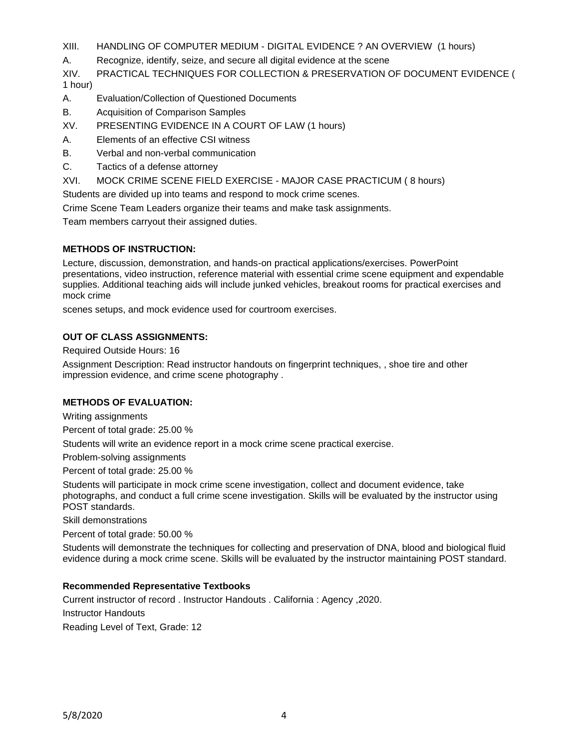XIII. HANDLING OF COMPUTER MEDIUM - DIGITAL EVIDENCE ? AN OVERVIEW (1 hours)

A. Recognize, identify, seize, and secure all digital evidence at the scene

XIV. PRACTICAL TECHNIQUES FOR COLLECTION & PRESERVATION OF DOCUMENT EVIDENCE ( 1 hour)

A. Evaluation/Collection of Questioned Documents

B. Acquisition of Comparison Samples

XV. PRESENTING EVIDENCE IN A COURT OF LAW (1 hours)

A. Elements of an effective CSI witness

B. Verbal and non-verbal communication

C. Tactics of a defense attorney

XVI. MOCK CRIME SCENE FIELD EXERCISE - MAJOR CASE PRACTICUM ( 8 hours)

Students are divided up into teams and respond to mock crime scenes.

Crime Scene Team Leaders organize their teams and make task assignments.

Team members carryout their assigned duties.

**METHODS OF INSTRUCTION:**

Lecture, discussion, demonstration, and hands-on practical applications/exercises. PowerPoint presentations, video instruction, reference material with essential crime scene equipment and expendable supplies. Additional teaching aids will include junked vehicles, breakout rooms for practical exercises and mock crime

scenes setups, and mock evidence used for courtroom exercises.

**OUT OF CLASS ASSIGNMENTS:**

Required Outside Hours: 16

Assignment Description: Read instructor handouts on fingerprint techniques, , shoe tire and other impression evidence, and crime scene photography .

**METHODS OF EVALUATION:**

Writing assignments

Percent of total grade: 25.00 %

Students will write an evidence report in a mock crime scene practical exercise.

Problem-solving assignments

Percent of total grade: 25.00 %

Students will participate in mock crime scene investigation, collect and document evidence, take photographs, and conduct a full crime scene investigation. Skills will be evaluated by the instructor using POST standards.

Skill demonstrations

Percent of total grade: 50.00 %

Students will demonstrate the techniques for collecting and preservation of DNA, blood and biological fluid evidence during a mock crime scene. Skills will be evaluated by the instructor maintaining POST standard.

**Recommended Representative Textbooks**

Current instructor of record . Instructor Handouts . California : Agency ,2020.

Instructor Handouts

Reading Level of Text, Grade: 12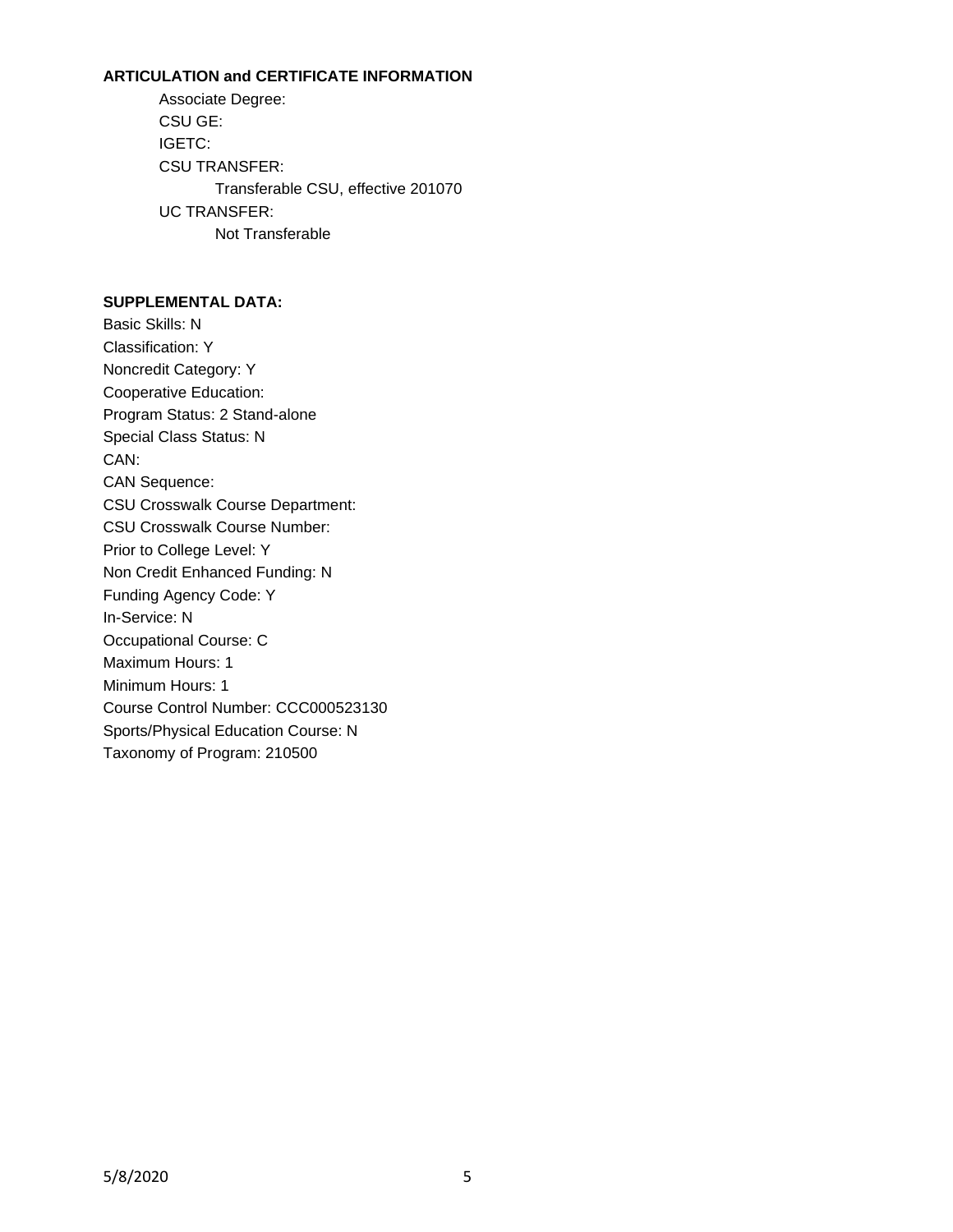**ARTICULATION and CERTIFICATE INFORMATION**

Associate Degree:

CSU GE:

IGETC:

CSU TRANSFER:

Transferable CSU, effective 201070

UC TRANSFER:

Not Transferable

**SUPPLEMENTAL DATA:**

Basic Skills: N

Classification: Y

Noncredit Category: Y

Cooperative Education:

Program Status: 2 Stand-alone

Special Class Status: N

CAN:

CAN Sequence:

CSU Crosswalk Course Department:

CSU Crosswalk Course Number:

Prior to College Level: Y

Non Credit Enhanced Funding: N

Funding Agency Code: Y

In-Service: N

Occupational Course: C

Maximum Hours: 1

Minimum Hours: 1

Course Control Number: CCC000523130

Sports/Physical Education Course: N

Taxonomy of Program: 210500